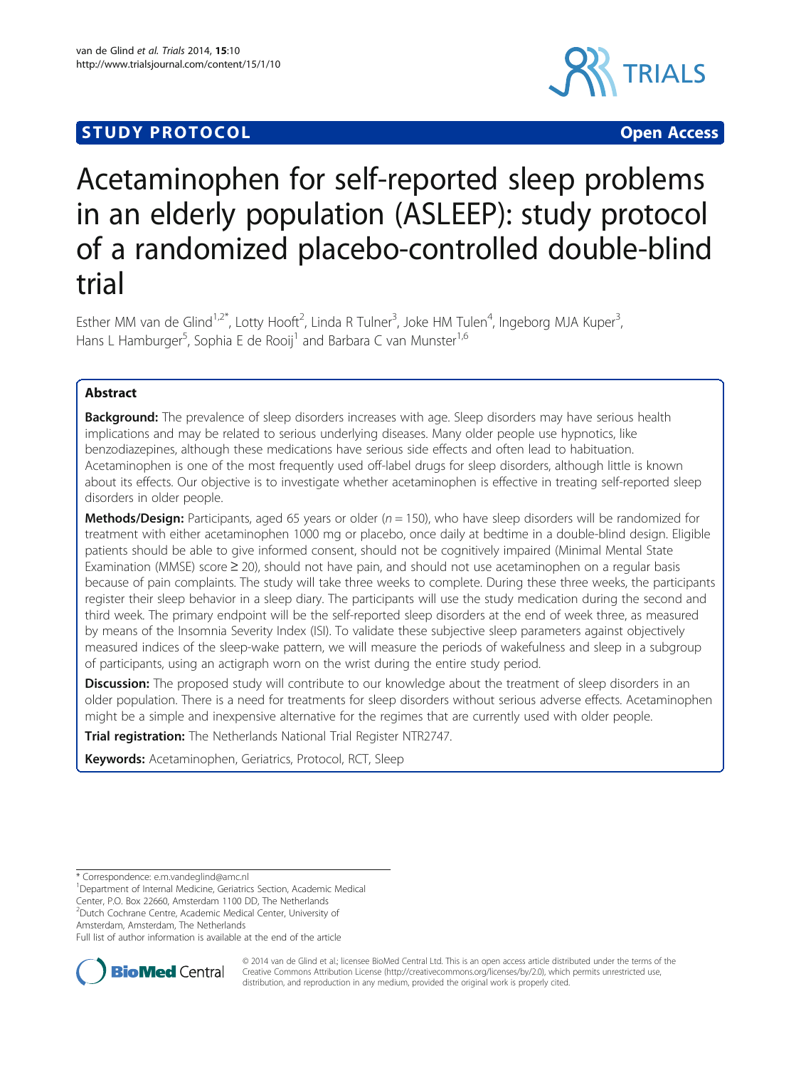STUDY PROTOCOL Open Access

# Acetaminophen for self-reported sleep problems in an elderly population (ASLEEP): study protocol of a randomized placebo-controlled double-blind trial

Esther MM van de Glind[1,2*], Lotty Hooft[2], Linda R Tulner[3], Joke HM Tulen[4], Ingeborg MJA Kuper[3], Hans L Hamburger[5], Sophia E de Rooij[1] and Barbara C van Munster[1,6]

## Abstract

**Background:** The prevalence of sleep disorders increases with age. Sleep disorders may have serious health implications and may be related to serious underlying diseases. Many older people use hypnotics, like benzodiazepines, although these medications have serious side effects and often lead to habituation. Acetaminophen is one of the most frequently used off-label drugs for sleep disorders, although little is known about its effects. Our objective is to investigate whether acetaminophen is effective in treating self-reported sleep disorders in older people.

**Methods/Design:** Participants, aged 65 years or older (*n* = 150), who have sleep disorders will be randomized for treatment with either acetaminophen 1000 mg or placebo, once daily at bedtime in a double-blind design. Eligible patients should be able to give informed consent, should not be cognitively impaired (Minimal Mental State Examination (MMSE) score ≥ 20), should not have pain, and should not use acetaminophen on a regular basis because of pain complaints. The study will take three weeks to complete. During these three weeks, the participants register their sleep behavior in a sleep diary. The participants will use the study medication during the second and third week. The primary endpoint will be the self-reported sleep disorders at the end of week three, as measured by means of the Insomnia Severity Index (ISI). To validate these subjective sleep parameters against objectively measured indices of the sleep-wake pattern, we will measure the periods of wakefulness and sleep in a subgroup of participants, using an actigraph worn on the wrist during the entire study period.

**Discussion:** The proposed study will contribute to our knowledge about the treatment of sleep disorders in an older population. There is a need for treatments for sleep disorders without serious adverse effects. Acetaminophen might be a simple and inexpensive alternative for the regimes that are currently used with older people.

**Trial registration:** The Netherlands National Trial Register NTR2747.

**Keywords:** Acetaminophen, Geriatrics, Protocol, RCT, Sleep

---

* Correspondence: e.m.vandeglind@amc.nl
[1]Department of Internal Medicine, Geriatrics Section, Academic Medical Center, P.O. Box 22660, Amsterdam 1100 DD, The Netherlands
[2]Dutch Cochrane Centre, Academic Medical Center, University of Amsterdam, Amsterdam, The Netherlands
Full list of author information is available at the end of the article

© 2014 van de Glind et al.; licensee BioMed Central Ltd. This is an open access article distributed under the terms of the Creative Commons Attribution License (http://creativecommons.org/licenses/by/2.0), which permits unrestricted use, distribution, and reproduction in any medium, provided the original work is properly cited.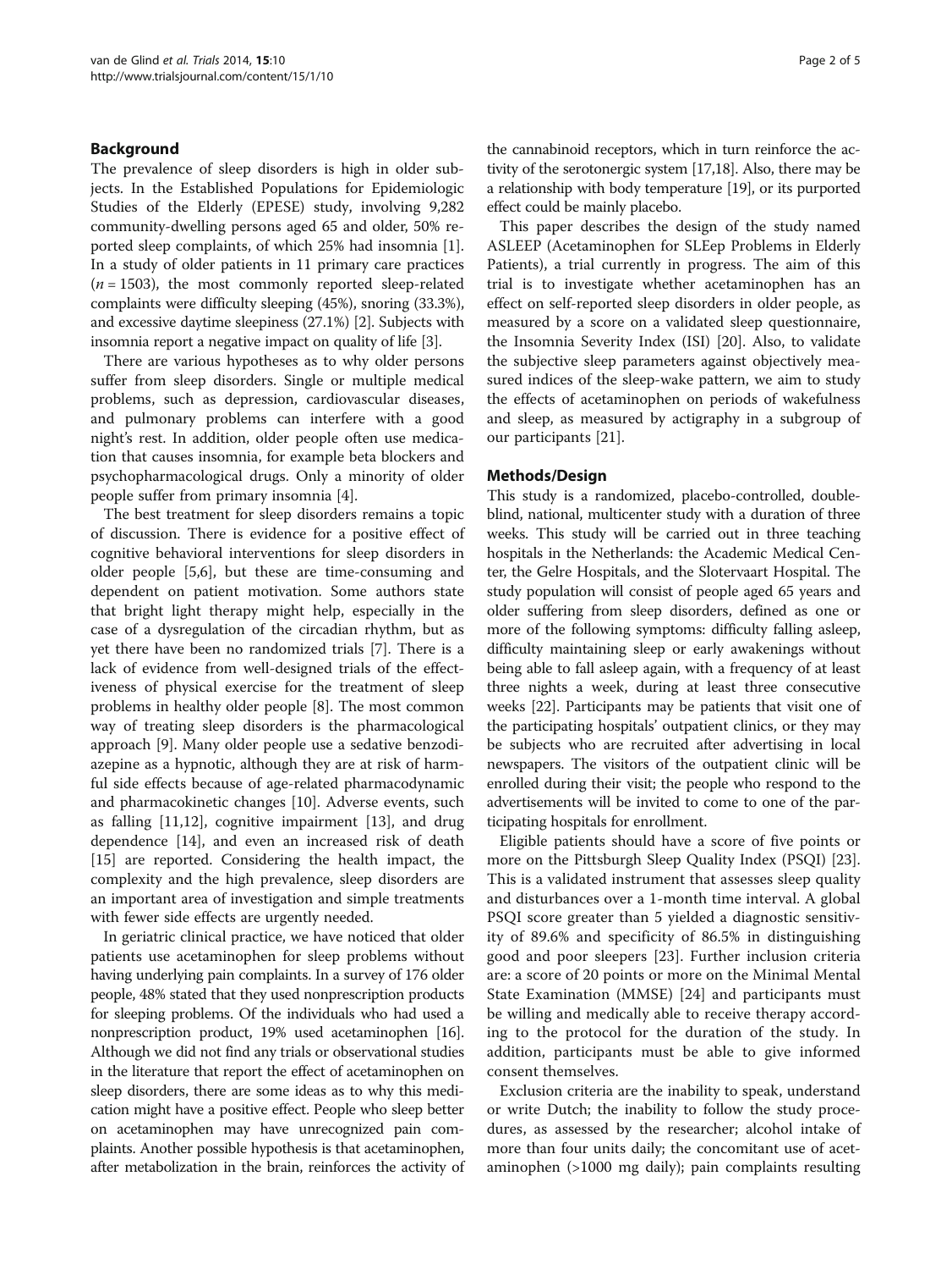## Background

The prevalence of sleep disorders is high in older subjects. In the Established Populations for Epidemiologic Studies of the Elderly (EPESE) study, involving 9,282 community-dwelling persons aged 65 and older, 50% reported sleep complaints, of which 25% had insomnia [1]. In a study of older patients in 11 primary care practices ($n = 1503$), the most commonly reported sleep-related complaints were difficulty sleeping (45%), snoring (33.3%), and excessive daytime sleepiness (27.1%) [2]. Subjects with insomnia report a negative impact on quality of life [3].

There are various hypotheses as to why older persons suffer from sleep disorders. Single or multiple medical problems, such as depression, cardiovascular diseases, and pulmonary problems can interfere with a good night's rest. In addition, older people often use medication that causes insomnia, for example beta blockers and psychopharmacological drugs. Only a minority of older people suffer from primary insomnia [4].

The best treatment for sleep disorders remains a topic of discussion. There is evidence for a positive effect of cognitive behavioral interventions for sleep disorders in older people [5,6], but these are time-consuming and dependent on patient motivation. Some authors state that bright light therapy might help, especially in the case of a dysregulation of the circadian rhythm, but as yet there have been no randomized trials [7]. There is a lack of evidence from well-designed trials of the effectiveness of physical exercise for the treatment of sleep problems in healthy older people [8]. The most common way of treating sleep disorders is the pharmacological approach [9]. Many older people use a sedative benzodiazepine as a hypnotic, although they are at risk of harmful side effects because of age-related pharmacodynamic and pharmacokinetic changes [10]. Adverse events, such as falling [11,12], cognitive impairment [13], and drug dependence [14], and even an increased risk of death [15] are reported. Considering the health impact, the complexity and the high prevalence, sleep disorders are an important area of investigation and simple treatments with fewer side effects are urgently needed.

In geriatric clinical practice, we have noticed that older patients use acetaminophen for sleep problems without having underlying pain complaints. In a survey of 176 older people, 48% stated that they used nonprescription products for sleeping problems. Of the individuals who had used a nonprescription product, 19% used acetaminophen [16]. Although we did not find any trials or observational studies in the literature that report the effect of acetaminophen on sleep disorders, there are some ideas as to why this medication might have a positive effect. People who sleep better on acetaminophen may have unrecognized pain complaints. Another possible hypothesis is that acetaminophen, after metabolization in the brain, reinforces the activity of the cannabinoid receptors, which in turn reinforce the activity of the serotonergic system [17,18]. Also, there may be a relationship with body temperature [19], or its purported effect could be mainly placebo.

This paper describes the design of the study named ASLEEP (Acetaminophen for SLEep Problems in Elderly Patients), a trial currently in progress. The aim of this trial is to investigate whether acetaminophen has an effect on self-reported sleep disorders in older people, as measured by a score on a validated sleep questionnaire, the Insomnia Severity Index (ISI) [20]. Also, to validate the subjective sleep parameters against objectively measured indices of the sleep-wake pattern, we aim to study the effects of acetaminophen on periods of wakefulness and sleep, as measured by actigraphy in a subgroup of our participants [21].

## Methods/Design

This study is a randomized, placebo-controlled, double-blind, national, multicenter study with a duration of three weeks. This study will be carried out in three teaching hospitals in the Netherlands: the Academic Medical Center, the Gelre Hospitals, and the Slotervaart Hospital. The study population will consist of people aged 65 years and older suffering from sleep disorders, defined as one or more of the following symptoms: difficulty falling asleep, difficulty maintaining sleep or early awakenings without being able to fall asleep again, with a frequency of at least three nights a week, during at least three consecutive weeks [22]. Participants may be patients that visit one of the participating hospitals' outpatient clinics, or they may be subjects who are recruited after advertising in local newspapers. The visitors of the outpatient clinic will be enrolled during their visit; the people who respond to the advertisements will be invited to come to one of the participating hospitals for enrollment.

Eligible patients should have a score of five points or more on the Pittsburgh Sleep Quality Index (PSQI) [23]. This is a validated instrument that assesses sleep quality and disturbances over a 1-month time interval. A global PSQI score greater than 5 yielded a diagnostic sensitivity of 89.6% and specificity of 86.5% in distinguishing good and poor sleepers [23]. Further inclusion criteria are: a score of 20 points or more on the Minimal Mental State Examination (MMSE) [24] and participants must be willing and medically able to receive therapy according to the protocol for the duration of the study. In addition, participants must be able to give informed consent themselves.

Exclusion criteria are the inability to speak, understand or write Dutch; the inability to follow the study procedures, as assessed by the researcher; alcohol intake of more than four units daily; the concomitant use of acetaminophen (>1000 mg daily); pain complaints resulting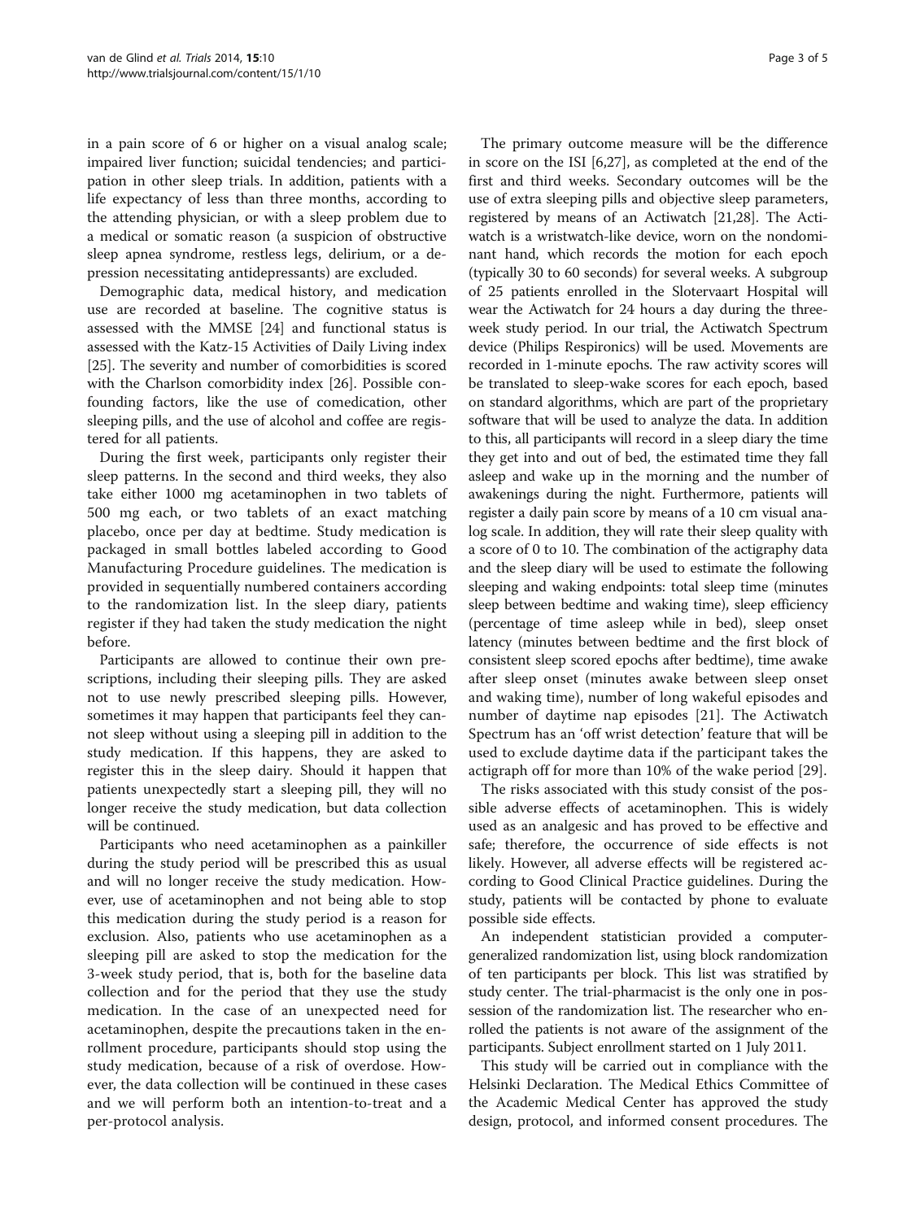in a pain score of 6 or higher on a visual analog scale; impaired liver function; suicidal tendencies; and participation in other sleep trials. In addition, patients with a life expectancy of less than three months, according to the attending physician, or with a sleep problem due to a medical or somatic reason (a suspicion of obstructive sleep apnea syndrome, restless legs, delirium, or a depression necessitating antidepressants) are excluded.

Demographic data, medical history, and medication use are recorded at baseline. The cognitive status is assessed with the MMSE [24] and functional status is assessed with the Katz-15 Activities of Daily Living index [25]. The severity and number of comorbidities is scored with the Charlson comorbidity index [26]. Possible confounding factors, like the use of comedication, other sleeping pills, and the use of alcohol and coffee are registered for all patients.

During the first week, participants only register their sleep patterns. In the second and third weeks, they also take either 1000 mg acetaminophen in two tablets of 500 mg each, or two tablets of an exact matching placebo, once per day at bedtime. Study medication is packaged in small bottles labeled according to Good Manufacturing Procedure guidelines. The medication is provided in sequentially numbered containers according to the randomization list. In the sleep diary, patients register if they had taken the study medication the night before.

Participants are allowed to continue their own prescriptions, including their sleeping pills. They are asked not to use newly prescribed sleeping pills. However, sometimes it may happen that participants feel they cannot sleep without using a sleeping pill in addition to the study medication. If this happens, they are asked to register this in the sleep dairy. Should it happen that patients unexpectedly start a sleeping pill, they will no longer receive the study medication, but data collection will be continued.

Participants who need acetaminophen as a painkiller during the study period will be prescribed this as usual and will no longer receive the study medication. However, use of acetaminophen and not being able to stop this medication during the study period is a reason for exclusion. Also, patients who use acetaminophen as a sleeping pill are asked to stop the medication for the 3-week study period, that is, both for the baseline data collection and for the period that they use the study medication. In the case of an unexpected need for acetaminophen, despite the precautions taken in the enrollment procedure, participants should stop using the study medication, because of a risk of overdose. However, the data collection will be continued in these cases and we will perform both an intention-to-treat and a per-protocol analysis.

The primary outcome measure will be the difference in score on the ISI [6,27], as completed at the end of the first and third weeks. Secondary outcomes will be the use of extra sleeping pills and objective sleep parameters, registered by means of an Actiwatch [21,28]. The Actiwatch is a wristwatch-like device, worn on the nondominant hand, which records the motion for each epoch (typically 30 to 60 seconds) for several weeks. A subgroup of 25 patients enrolled in the Slotervaart Hospital will wear the Actiwatch for 24 hours a day during the three-week study period. In our trial, the Actiwatch Spectrum device (Philips Respironics) will be used. Movements are recorded in 1-minute epochs. The raw activity scores will be translated to sleep-wake scores for each epoch, based on standard algorithms, which are part of the proprietary software that will be used to analyze the data. In addition to this, all participants will record in a sleep diary the time they get into and out of bed, the estimated time they fall asleep and wake up in the morning and the number of awakenings during the night. Furthermore, patients will register a daily pain score by means of a 10 cm visual analog scale. In addition, they will rate their sleep quality with a score of 0 to 10. The combination of the actigraphy data and the sleep diary will be used to estimate the following sleeping and waking endpoints: total sleep time (minutes sleep between bedtime and waking time), sleep efficiency (percentage of time asleep while in bed), sleep onset latency (minutes between bedtime and the first block of consistent sleep scored epochs after bedtime), time awake after sleep onset (minutes awake between sleep onset and waking time), number of long wakeful episodes and number of daytime nap episodes [21]. The Actiwatch Spectrum has an 'off wrist detection' feature that will be used to exclude daytime data if the participant takes the actigraph off for more than 10% of the wake period [29].

The risks associated with this study consist of the possible adverse effects of acetaminophen. This is widely used as an analgesic and has proved to be effective and safe; therefore, the occurrence of side effects is not likely. However, all adverse effects will be registered according to Good Clinical Practice guidelines. During the study, patients will be contacted by phone to evaluate possible side effects.

An independent statistician provided a computer-generalized randomization list, using block randomization of ten participants per block. This list was stratified by study center. The trial-pharmacist is the only one in possession of the randomization list. The researcher who enrolled the patients is not aware of the assignment of the participants. Subject enrollment started on 1 July 2011.

This study will be carried out in compliance with the Helsinki Declaration. The Medical Ethics Committee of the Academic Medical Center has approved the study design, protocol, and informed consent procedures. The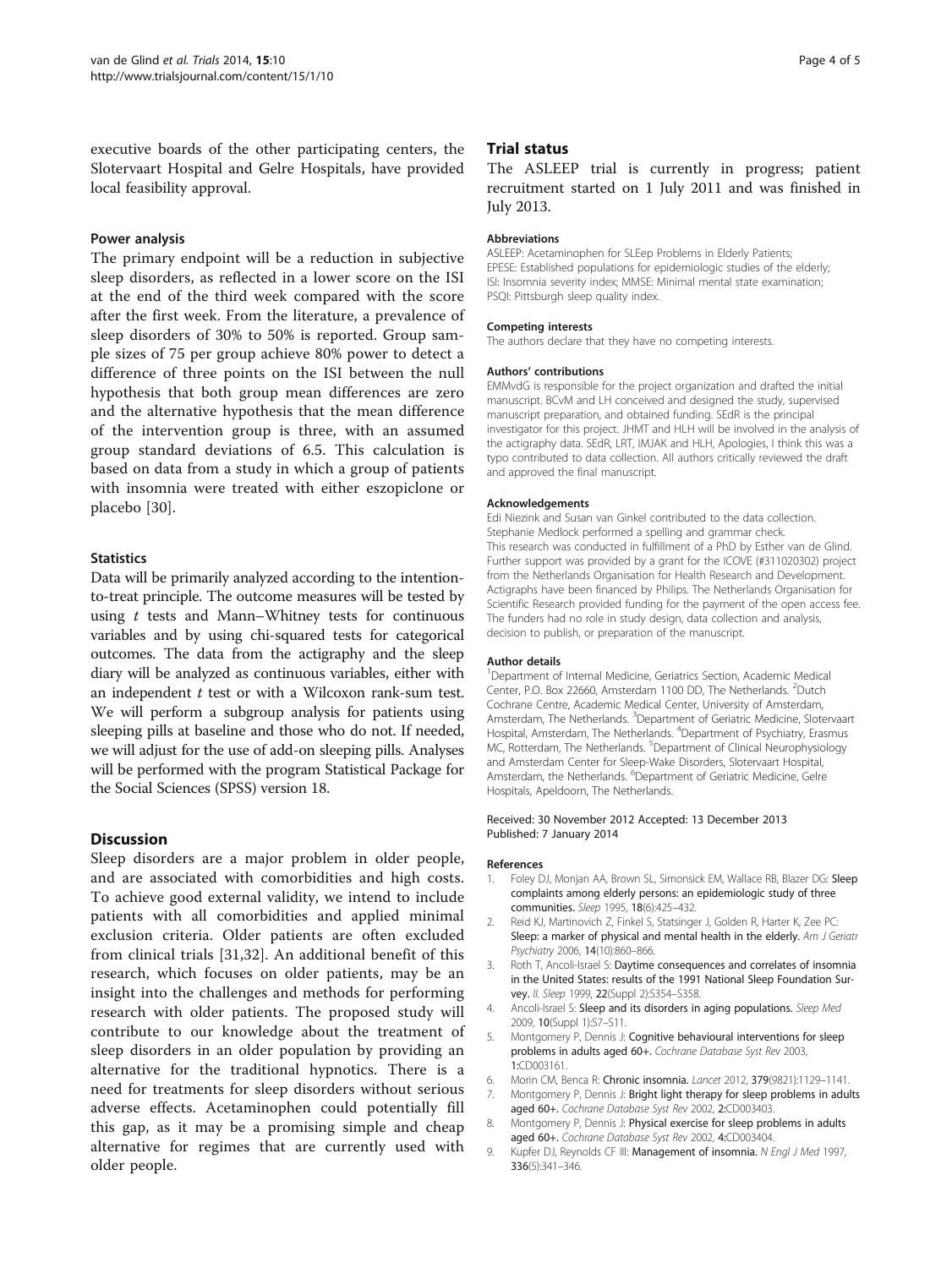executive boards of the other participating centers, the Slotervaart Hospital and Gelre Hospitals, have provided local feasibility approval.

### Power analysis

The primary endpoint will be a reduction in subjective sleep disorders, as reflected in a lower score on the ISI at the end of the third week compared with the score after the first week. From the literature, a prevalence of sleep disorders of 30% to 50% is reported. Group sample sizes of 75 per group achieve 80% power to detect a difference of three points on the ISI between the null hypothesis that both group mean differences are zero and the alternative hypothesis that the mean difference of the intervention group is three, with an assumed group standard deviations of 6.5. This calculation is based on data from a study in which a group of patients with insomnia were treated with either eszopiclone or placebo [30].

### Statistics

Data will be primarily analyzed according to the intention-to-treat principle. The outcome measures will be tested by using *t* tests and Mann–Whitney tests for continuous variables and by using chi-squared tests for categorical outcomes. The data from the actigraphy and the sleep diary will be analyzed as continuous variables, either with an independent *t* test or with a Wilcoxon rank-sum test. We will perform a subgroup analysis for patients using sleeping pills at baseline and those who do not. If needed, we will adjust for the use of add-on sleeping pills. Analyses will be performed with the program Statistical Package for the Social Sciences (SPSS) version 18.

## Discussion

Sleep disorders are a major problem in older people, and are associated with comorbidities and high costs. To achieve good external validity, we intend to include patients with all comorbidities and applied minimal exclusion criteria. Older patients are often excluded from clinical trials [31,32]. An additional benefit of this research, which focuses on older patients, may be an insight into the challenges and methods for performing research with older patients. The proposed study will contribute to our knowledge about the treatment of sleep disorders in an older population by providing an alternative for the traditional hypnotics. There is a need for treatments for sleep disorders without serious adverse effects. Acetaminophen could potentially fill this gap, as it may be a promising simple and cheap alternative for regimes that are currently used with older people.

## Trial status

The ASLEEP trial is currently in progress; patient recruitment started on 1 July 2011 and was finished in July 2013.

#### Abbreviations

ASLEEP: Acetaminophen for SLEep Problems in Elderly Patients; EPESE: Established populations for epidemiologic studies of the elderly; ISI: Insomnia severity index; MMSE: Minimal mental state examination; PSQI: Pittsburgh sleep quality index.

#### Competing interests

The authors declare that they have no competing interests.

#### Authors' contributions

EMMvdG is responsible for the project organization and drafted the initial manuscript. BCvM and LH conceived and designed the study, supervised manuscript preparation, and obtained funding. SEdR is the principal investigator for this project. JHMT and HLH will be involved in the analysis of the actigraphy data. SEdR, LRT, IMJAK and HLH, Apologies, I think this was a typo contributed to data collection. All authors critically reviewed the draft and approved the final manuscript.

#### Acknowledgements

Edi Niezink and Susan van Ginkel contributed to the data collection. Stephanie Medlock performed a spelling and grammar check.
This research was conducted in fulfillment of a PhD by Esther van de Glind. Further support was provided by a grant for the ICOVE (#311020302) project from the Netherlands Organisation for Health Research and Development. Actigraphs have been financed by Philips. The Netherlands Organisation for Scientific Research provided funding for the payment of the open access fee. The funders had no role in study design, data collection and analysis, decision to publish, or preparation of the manuscript.

#### Author details

[1]Department of Internal Medicine, Geriatrics Section, Academic Medical Center, P.O. Box 22660, Amsterdam 1100 DD, The Netherlands. [2]Dutch Cochrane Centre, Academic Medical Center, University of Amsterdam, Amsterdam, The Netherlands. [3]Department of Geriatric Medicine, Slotervaart Hospital, Amsterdam, The Netherlands. [4]Department of Psychiatry, Erasmus MC, Rotterdam, The Netherlands. [5]Department of Clinical Neurophysiology and Amsterdam Center for Sleep-Wake Disorders, Slotervaart Hospital, Amsterdam, the Netherlands. [6]Department of Geriatric Medicine, Gelre Hospitals, Apeldoorn, The Netherlands.

Received: 30 November 2012 Accepted: 13 December 2013
Published: 7 January 2014

#### References

1. Foley DJ, Monjan AA, Brown SL, Simonsick EM, Wallace RB, Blazer DG: **Sleep complaints among elderly persons: an epidemiologic study of three communities.** *Sleep* 1995, **18**(6):425–432.
2. Reid KJ, Martinovich Z, Finkel S, Statsinger J, Golden R, Harter K, Zee PC: **Sleep: a marker of physical and mental health in the elderly.** *Am J Geriatr Psychiatry* 2006, **14**(10):860–866.
3. Roth T, Ancoli-Israel S: **Daytime consequences and correlates of insomnia in the United States: results of the 1991 National Sleep Foundation Survey.** *II. Sleep* 1999, **22**(Suppl 2):S354–S358.
4. Ancoli-Israel S: **Sleep and its disorders in aging populations.** *Sleep Med* 2009, **10**(Suppl 1):S7–S11.
5. Montgomery P, Dennis J: **Cognitive behavioural interventions for sleep problems in adults aged 60+.** *Cochrane Database Syst Rev* 2003, **1**:CD003161.
6. Morin CM, Benca R: **Chronic insomnia.** *Lancet* 2012, **379**(9821):1129–1141.
7. Montgomery P, Dennis J: **Bright light therapy for sleep problems in adults aged 60+.** *Cochrane Database Syst Rev* 2002, **2**:CD003403.
8. Montgomery P, Dennis J: **Physical exercise for sleep problems in adults aged 60+.** *Cochrane Database Syst Rev* 2002, **4**:CD003404.
9. Kupfer DJ, Reynolds CF III: **Management of insomnia.** *N Engl J Med* 1997, **336**(5):341–346.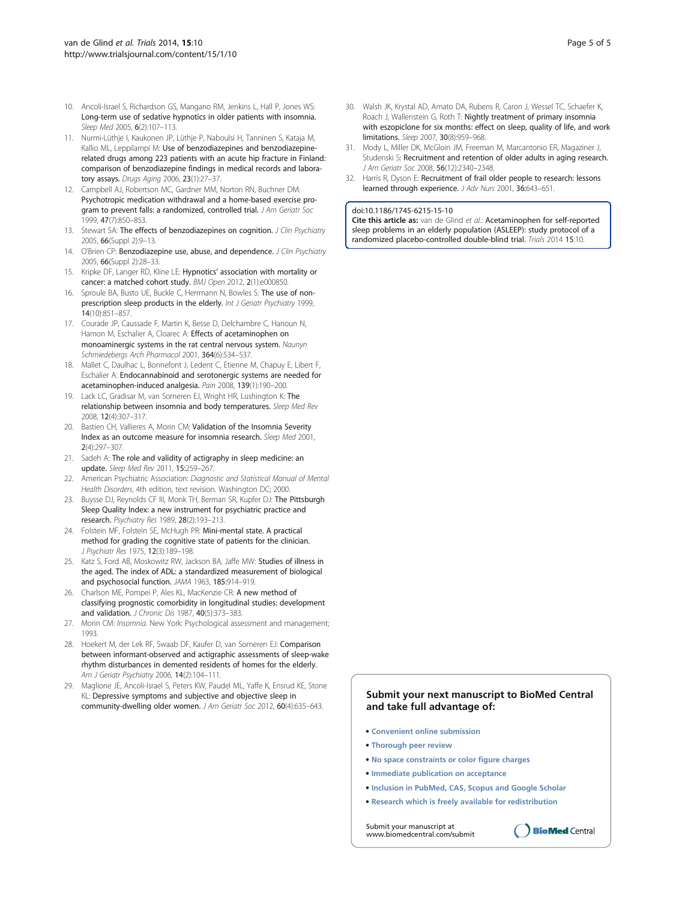10. Ancoli-Israel S, Richardson GS, Mangano RM, Jenkins L, Hall P, Jones WS: **Long-term use of sedative hypnotics in older patients with insomnia.** *Sleep Med* 2005, **6**(2):107–113.
11. Nurmi-Lüthje I, Kaukonen JP, Lüthje P, Naboulsi H, Tanninen S, Kataja M, Kallio ML, Leppilampi M: **Use of benzodiazepines and benzodiazepine-related drugs among 223 patients with an acute hip fracture in Finland: comparison of benzodiazepine findings in medical records and laboratory assays.** *Drugs Aging* 2006, **23**(1):27–37.
12. Campbell AJ, Robertson MC, Gardner MM, Norton RN, Buchner DM: **Psychotropic medication withdrawal and a home-based exercise program to prevent falls: a randomized, controlled trial.** *J Am Geriatr Soc* 1999, **47**(7):850–853.
13. Stewart SA: **The effects of benzodiazepines on cognition.** *J Clin Psychiatry* 2005, **66**(Suppl 2):9–13.
14. O'Brien CP: **Benzodiazepine use, abuse, and dependence.** *J Clin Psychiatry* 2005, **66**(Suppl 2):28–33.
15. Kripke DF, Langer RD, Kline LE: **Hypnotics' association with mortality or cancer: a matched cohort study.** *BMJ Open* 2012, **2**(1):e000850.
16. Sproule BA, Busto UE, Buckle C, Herrmann N, Bowles S: **The use of non-prescription sleep products in the elderly.** *Int J Geriatr Psychiatry* 1999, **14**(10):851–857.
17. Courade JP, Caussade F, Martin K, Besse D, Delchambre C, Hanoun N, Hamon M, Eschalier A, Cloarec A: **Effects of acetaminophen on monoaminergic systems in the rat central nervous system.** *Naunyn Schmiedebergs Arch Pharmacol* 2001, **364**(6):534–537.
18. Mallet C, Daulhac L, Bonnefont J, Ledent C, Etienne M, Chapuy E, Libert F, Eschalier A: **Endocannabinoid and serotonergic systems are needed for acetaminophen-induced analgesia.** *Pain* 2008, **139**(1):190–200.
19. Lack LC, Gradisar M, van Someren EJ, Wright HR, Lushington K: **The relationship between insomnia and body temperatures.** *Sleep Med Rev* 2008, **12**(4):307–317.
20. Bastien CH, Vallieres A, Morin CM: **Validation of the Insomnia Severity Index as an outcome measure for insomnia research.** *Sleep Med* 2001, **2**(4):297–307.
21. Sadeh A: **The role and validity of actigraphy in sleep medicine: an update.** *Sleep Med Rev* 2011, **15:**259–267.
22. American Psychiatric Association: *Diagnostic and Statistical Manual of Mental Health Disorders*, 4th edition, text revision. Washington DC; 2000.
23. Buysse DJ, Reynolds CF III, Monk TH, Berman SR, Kupfer DJ: **The Pittsburgh Sleep Quality Index: a new instrument for psychiatric practice and research.** *Psychiatry Res* 1989, **28**(2):193–213.
24. Folstein MF, Folstein SE, McHugh PR: **Mini-mental state. A practical method for grading the cognitive state of patients for the clinician.** *J Psychiatr Res* 1975, **12**(3):189–198.
25. Katz S, Ford AB, Moskowitz RW, Jackson BA, Jaffe MW: **Studies of illness in the aged. The index of ADL: a standardized measurement of biological and psychosocial function.** *JAMA* 1963, **185:**914–919.
26. Charlson ME, Pompei P, Ales KL, MacKenzie CR: **A new method of classifying prognostic comorbidity in longitudinal studies: development and validation.** *J Chronic Dis* 1987, **40**(5):373–383.
27. Morin CM: *Insomnia.* New York: Psychological assessment and management; 1993.
28. Hoekert M, der Lek RF, Swaab DF, Kaufer D, van Someren EJ: **Comparison between informant-observed and actigraphic assessments of sleep-wake rhythm disturbances in demented residents of homes for the elderly.** *Am J Geriatr Psychiatry* 2006, **14**(2):104–111.
29. Maglione JE, Ancoli-Israel S, Peters KW, Paudel ML, Yaffe K, Ensrud KE, Stone KL: **Depressive symptoms and subjective and objective sleep in community-dwelling older women.** *J Am Geriatr Soc* 2012, **60**(4):635–643.
30. Walsh JK, Krystal AD, Amato DA, Rubens R, Caron J, Wessel TC, Schaefer K, Roach J, Wallenstein G, Roth T: **Nightly treatment of primary insomnia with eszopiclone for six months: effect on sleep, quality of life, and work limitations.** *Sleep* 2007, **30**(8):959–968.
31. Mody L, Miller DK, McGloin JM, Freeman M, Marcantonio ER, Magaziner J, Studenski S: **Recruitment and retention of older adults in aging research.** *J Am Geriatr Soc* 2008, **56**(12):2340–2348.
32. Harris R, Dyson E: **Recruitment of frail older people to research: lessons learned through experience.** *J Adv Nurs* 2001, **36:**643–651.

doi:10.1186/1745-6215-15-10

**Cite this article as:** van de Glind *et al.*: Acetaminophen for self-reported sleep problems in an elderly population (ASLEEP): study protocol of a randomized placebo-controlled double-blind trial. *Trials* 2014 **15**:10.

**Submit your next manuscript to BioMed Central and take full advantage of:**

- **Convenient online submission**
- **Thorough peer review**
- **No space constraints or color figure charges**
- **Immediate publication on acceptance**
- **Inclusion in PubMed, CAS, Scopus and Google Scholar**
- **Research which is freely available for redistribution**

Submit your manuscript at www.biomedcentral.com/submit

BioMed Central